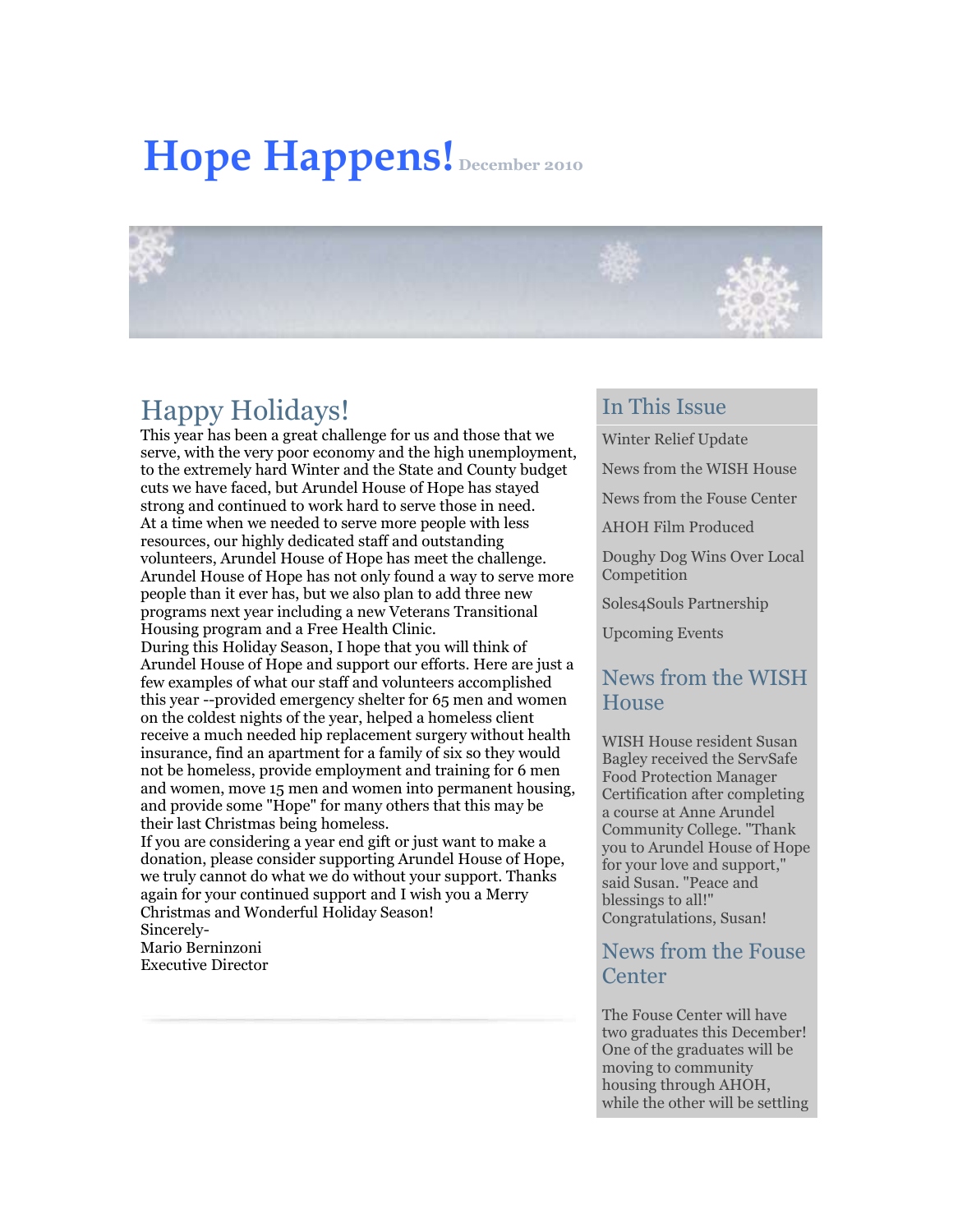# Hope Happens! December 2010

## Happy Holidays!

This year has been a great challenge for us and those that we serve, with the very poor economy and the high unemployment, to the extremely hard Winter and the State and County budget cuts we have faced, but Arundel House of Hope has stayed strong and continued to work hard to serve those in need.
At a time when we needed to serve more people with less resources, our highly dedicated staff and outstanding volunteers, Arundel House of Hope has meet the challenge. Arundel House of Hope has not only found a way to serve more people than it ever has, but we also plan to add three new programs next year including a new Veterans Transitional Housing program and a Free Health Clinic.
During this Holiday Season, I hope that you will think of Arundel House of Hope and support our efforts. Here are just a few examples of what our staff and volunteers accomplished this year --provided emergency shelter for 65 men and women on the coldest nights of the year, helped a homeless client receive a much needed hip replacement surgery without health insurance, find an apartment for a family of six so they would not be homeless, provide employment and training for 6 men and women, move 15 men and women into permanent housing, and provide some "Hope" for many others that this may be their last Christmas being homeless.
If you are considering a year end gift or just want to make a donation, please consider supporting Arundel House of Hope, we truly cannot do what we do without your support. Thanks again for your continued support and I wish you a Merry Christmas and Wonderful Holiday Season!
Sincerely-
Mario Berninzoni
Executive Director

## In This Issue

- Winter Relief Update
- News from the WISH House
- News from the Fouse Center
- AHOH Film Produced
- Doughy Dog Wins Over Local Competition
- Soles4Souls Partnership
- Upcoming Events

## News from the WISH House

WISH House resident Susan Bagley received the ServSafe Food Protection Manager Certification after completing a course at Anne Arundel Community College. "Thank you to Arundel House of Hope for your love and support," said Susan. "Peace and blessings to all!" Congratulations, Susan!

## News from the Fouse Center

The Fouse Center will have two graduates this December! One of the graduates will be moving to community housing through AHOH, while the other will be settling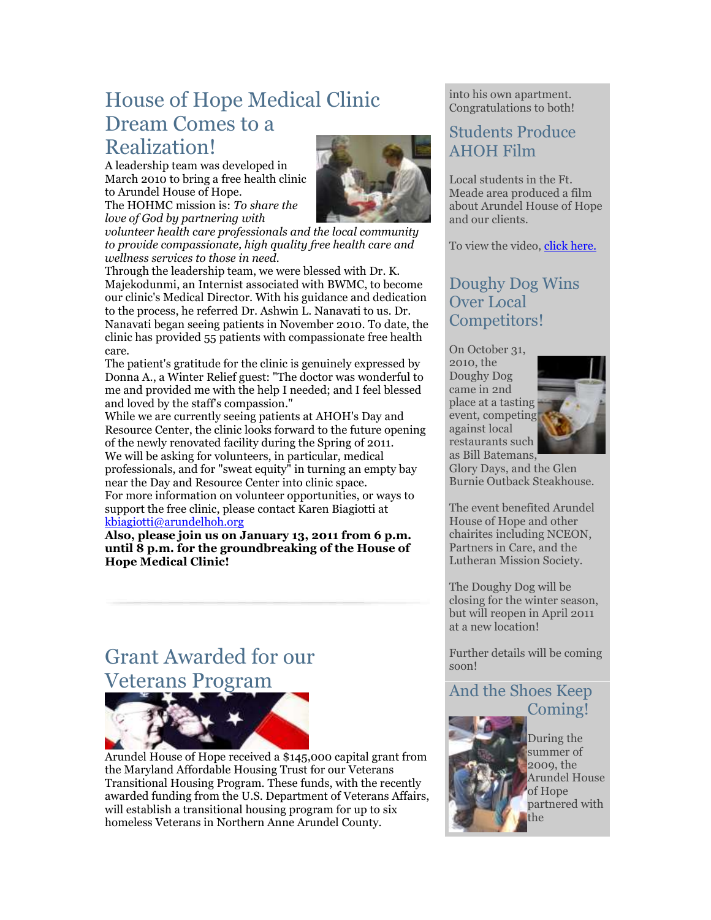## House of Hope Medical Clinic Dream Comes to a Realization!

A leadership team was developed in March 2010 to bring a free health clinic to Arundel House of Hope.

The HOHMC mission is: *To share the love of God by partnering with volunteer health care professionals and the local community to provide compassionate, high quality free health care and wellness services to those in need.*

Through the leadership team, we were blessed with Dr. K. Majekodunmi, an Internist associated with BWMC, to become our clinic's Medical Director. With his guidance and dedication to the process, he referred Dr. Ashwin L. Nanavati to us. Dr. Nanavati began seeing patients in November 2010. To date, the clinic has provided 55 patients with compassionate free health care.

The patient's gratitude for the clinic is genuinely expressed by Donna A., a Winter Relief guest: "The doctor was wonderful to me and provided me with the help I needed; and I feel blessed and loved by the staff's compassion."

While we are currently seeing patients at AHOH's Day and Resource Center, the clinic looks forward to the future opening of the newly renovated facility during the Spring of 2011.

We will be asking for volunteers, in particular, medical professionals, and for "sweat equity" in turning an empty bay near the Day and Resource Center into clinic space.

For more information on volunteer opportunities, or ways to support the free clinic, please contact Karen Biagiotti at kbiagiotti@arundelhoh.org

**Also, please join us on January 13, 2011 from 6 p.m. until 8 p.m. for the groundbreaking of the House of Hope Medical Clinic!**

## Grant Awarded for our Veterans Program

Arundel House of Hope received a $145,000 capital grant from the Maryland Affordable Housing Trust for our Veterans Transitional Housing Program. These funds, with the recently awarded funding from the U.S. Department of Veterans Affairs, will establish a transitional housing program for up to six homeless Veterans in Northern Anne Arundel County.

into his own apartment. Congratulations to both!

## Students Produce AHOH Film

Local students in the Ft. Meade area produced a film about Arundel House of Hope and our clients.

To view the video, click here.

## Doughy Dog Wins Over Local Competitors!

On October 31, 2010, the Doughy Dog came in 2nd place at a tasting event, competing against local restaurants such as Bill Batemans, Glory Days, and the Glen Burnie Outback Steakhouse.

The event benefited Arundel House of Hope and other chairites including NCEON, Partners in Care, and the Lutheran Mission Society.

The Doughy Dog will be closing for the winter season, but will reopen in April 2011 at a new location!

Further details will be coming soon!

## And the Shoes Keep Coming!

During the summer of 2009, the Arundel House of Hope partnered with the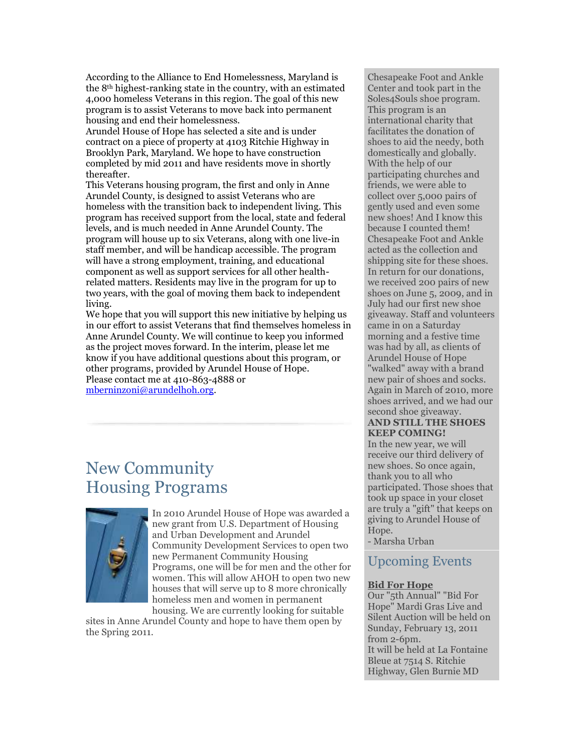According to the Alliance to End Homelessness, Maryland is the 8th highest-ranking state in the country, with an estimated 4,000 homeless Veterans in this region. The goal of this new program is to assist Veterans to move back into permanent housing and end their homelessness.

Arundel House of Hope has selected a site and is under contract on a piece of property at 4103 Ritchie Highway in Brooklyn Park, Maryland. We hope to have construction completed by mid 2011 and have residents move in shortly thereafter.

This Veterans housing program, the first and only in Anne Arundel County, is designed to assist Veterans who are homeless with the transition back to independent living. This program has received support from the local, state and federal levels, and is much needed in Anne Arundel County. The program will house up to six Veterans, along with one live-in staff member, and will be handicap accessible. The program will have a strong employment, training, and educational component as well as support services for all other health-related matters. Residents may live in the program for up to two years, with the goal of moving them back to independent living.

We hope that you will support this new initiative by helping us in our effort to assist Veterans that find themselves homeless in Anne Arundel County. We will continue to keep you informed as the project moves forward. In the interim, please let me know if you have additional questions about this program, or other programs, provided by Arundel House of Hope.

Please contact me at 410-863-4888 or mberninzoni@arundelhoh.org.

## New Community Housing Programs

In 2010 Arundel House of Hope was awarded a new grant from U.S. Department of Housing and Urban Development and Arundel Community Development Services to open two new Permanent Community Housing Programs, one will be for men and the other for women. This will allow AHOH to open two new houses that will serve up to 8 more chronically homeless men and women in permanent housing. We are currently looking for suitable sites in Anne Arundel County and hope to have them open by the Spring 2011.

Chesapeake Foot and Ankle Center and took part in the Soles4Souls shoe program. This program is an international charity that facilitates the donation of shoes to aid the needy, both domestically and globally. With the help of our participating churches and friends, we were able to collect over 5,000 pairs of gently used and even some new shoes! And I know this because I counted them! Chesapeake Foot and Ankle acted as the collection and shipping site for these shoes. In return for our donations, we received 200 pairs of new shoes on June 5, 2009, and in July had our first new shoe giveaway. Staff and volunteers came in on a Saturday morning and a festive time was had by all, as clients of Arundel House of Hope "walked" away with a brand new pair of shoes and socks. Again in March of 2010, more shoes arrived, and we had our second shoe giveaway.

**AND STILL THE SHOES KEEP COMING!**

In the new year, we will receive our third delivery of new shoes. So once again, thank you to all who participated. Those shoes that took up space in your closet are truly a "gift" that keeps on giving to Arundel House of Hope.

- Marsha Urban

## Upcoming Events

**Bid For Hope**

Our "5th Annual" "Bid For Hope" Mardi Gras Live and Silent Auction will be held on Sunday, February 13, 2011 from 2-6pm.

It will be held at La Fontaine Bleue at 7514 S. Ritchie Highway, Glen Burnie MD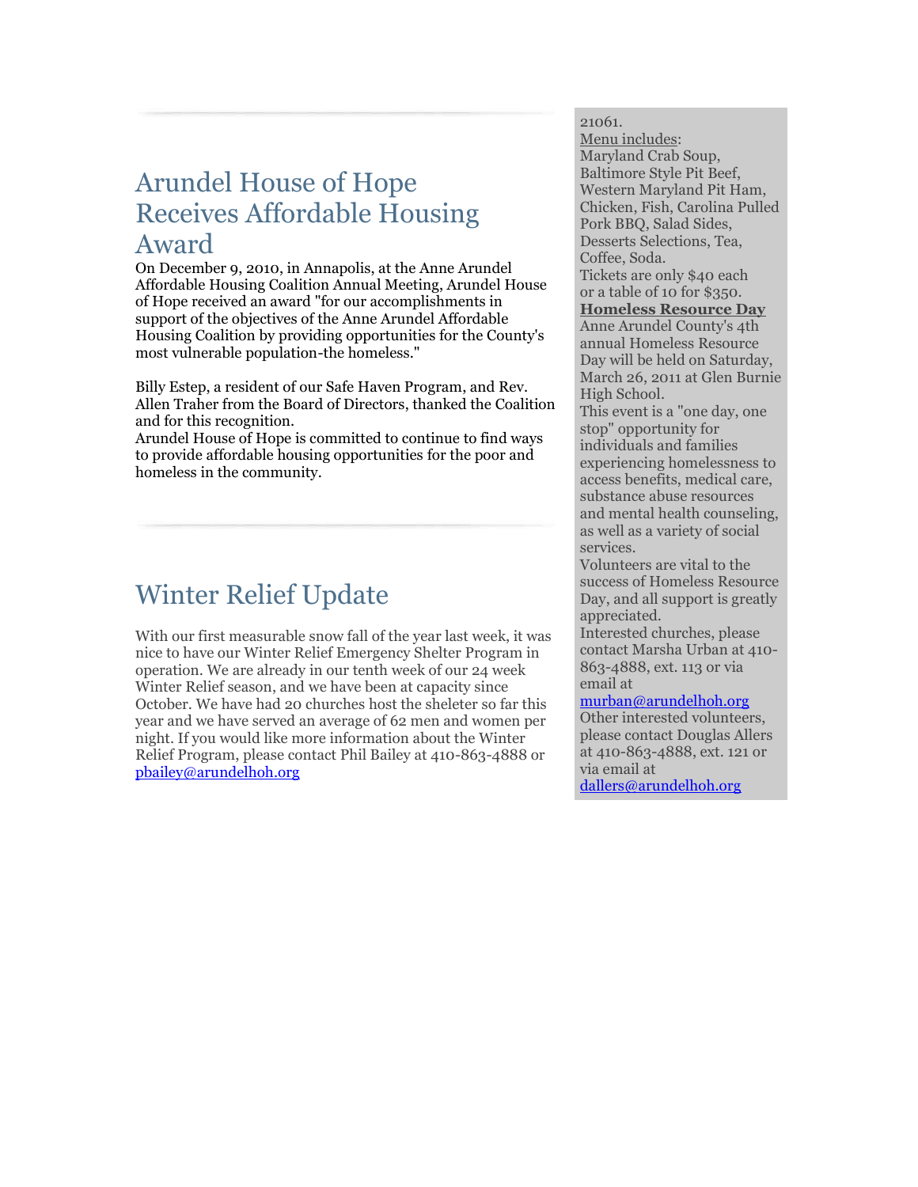# Arundel House of Hope Receives Affordable Housing Award

On December 9, 2010, in Annapolis, at the Anne Arundel Affordable Housing Coalition Annual Meeting, Arundel House of Hope received an award "for our accomplishments in support of the objectives of the Anne Arundel Affordable Housing Coalition by providing opportunities for the County's most vulnerable population-the homeless."

Billy Estep, a resident of our Safe Haven Program, and Rev. Allen Traher from the Board of Directors, thanked the Coalition and for this recognition.
Arundel House of Hope is committed to continue to find ways to provide affordable housing opportunities for the poor and homeless in the community.

# Winter Relief Update

With our first measurable snow fall of the year last week, it was nice to have our Winter Relief Emergency Shelter Program in operation. We are already in our tenth week of our 24 week Winter Relief season, and we have been at capacity since October. We have had 20 churches host the sheleter so far this year and we have served an average of 62 men and women per night. If you would like more information about the Winter Relief Program, please contact Phil Bailey at 410-863-4888 or pbailey@arundelhoh.org

21061.
Menu includes:
Maryland Crab Soup, Baltimore Style Pit Beef, Western Maryland Pit Ham, Chicken, Fish, Carolina Pulled Pork BBQ, Salad Sides, Desserts Selections, Tea, Coffee, Soda.
Tickets are only $40 each or a table of 10 for $350.

**Homeless Resource Day**

Anne Arundel County's 4th annual Homeless Resource Day will be held on Saturday, March 26, 2011 at Glen Burnie High School.
This event is a "one day, one stop" opportunity for individuals and families experiencing homelessness to access benefits, medical care, substance abuse resources and mental health counseling, as well as a variety of social services.
Volunteers are vital to the success of Homeless Resource Day, and all support is greatly appreciated.
Interested churches, please contact Marsha Urban at 410-863-4888, ext. 113 or via email at murban@arundelhoh.org
Other interested volunteers, please contact Douglas Allers at 410-863-4888, ext. 121 or via email at dallers@arundelhoh.org